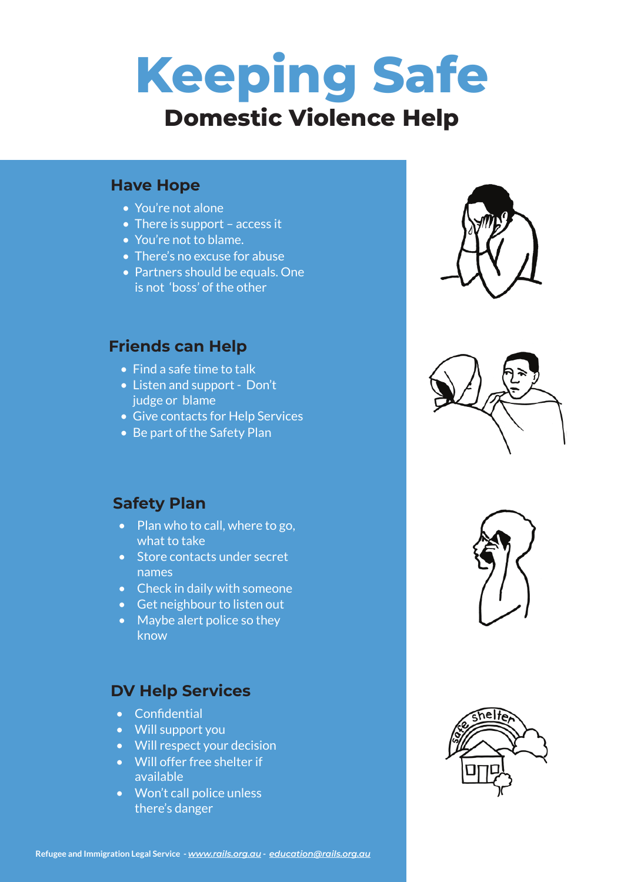# Keeping Safe

## Domestic Violence Help

### Have Hope

- You're not alone
- There is support – access it
- You're not to blame.
- There's no excuse for abuse
- Partners should be equals. One is not 'boss' of the other

### Friends can Help

- Find a safe time to talk
- Listen and support - Don't judge or blame
- Give contacts for Help Services
- Be part of the Safety Plan

### Safety Plan

- Plan who to call, where to go, what to take
- Store contacts under secret names
- Check in daily with someone
- Get neighbour to listen out
- Maybe alert police so they know

### DV Help Services

- Confidential
- Will support you
- Will respect your decision
- Will offer free shelter if available
- Won't call police unless there's danger

**Refugee and Immigration Legal Service** - *www.rails.org.au* - *education@rails.org.au*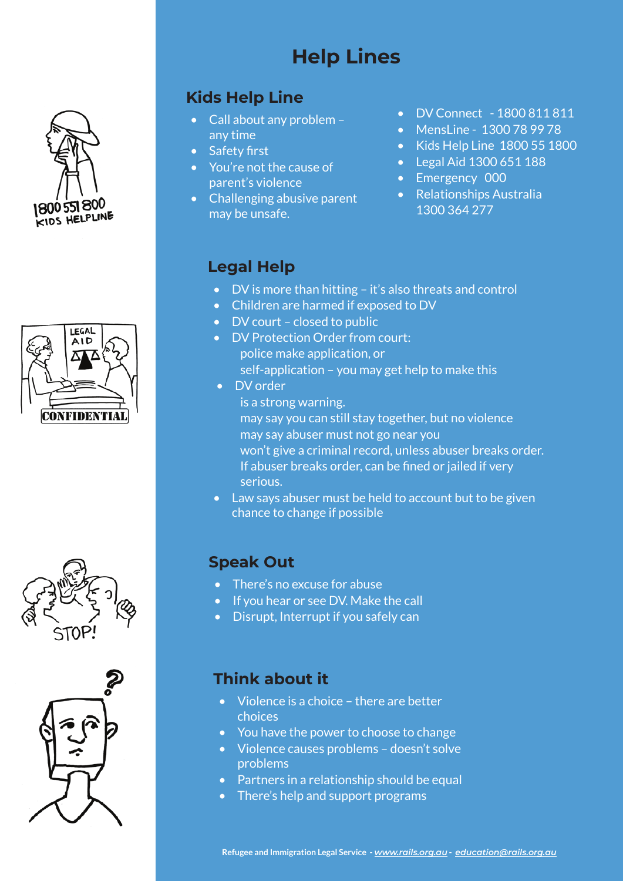# Help Lines

## Kids Help Line

- Call about any problem – any time
- Safety first
- You're not the cause of parent's violence
- Challenging abusive parent may be unsafe.

- DV Connect - 1800 811 811
- MensLine - 1300 78 99 78
- Kids Help Line 1800 55 1800
- Legal Aid 1300 651 188
- Emergency 000
- Relationships Australia 1300 364 277

## Legal Help

- DV is more than hitting – it's also threats and control
- Children are harmed if exposed to DV
- DV court – closed to public
- DV Protection Order from court:
  police make application, or
  self-application – you may get help to make this
- DV order
  is a strong warning.
  may say you can still stay together, but no violence
  may say abuser must not go near you
  won't give a criminal record, unless abuser breaks order.
  If abuser breaks order, can be fined or jailed if very serious.
- Law says abuser must be held to account but to be given chance to change if possible

## Speak Out

- There's no excuse for abuse
- If you hear or see DV. Make the call
- Disrupt, Interrupt if you safely can

## Think about it

- Violence is a choice – there are better choices
- You have the power to choose to change
- Violence causes problems – doesn't solve problems
- Partners in a relationship should be equal
- There's help and support programs

**Refugee and Immigration Legal Service** - *www.rails.org.au* - *education@rails.org.au*